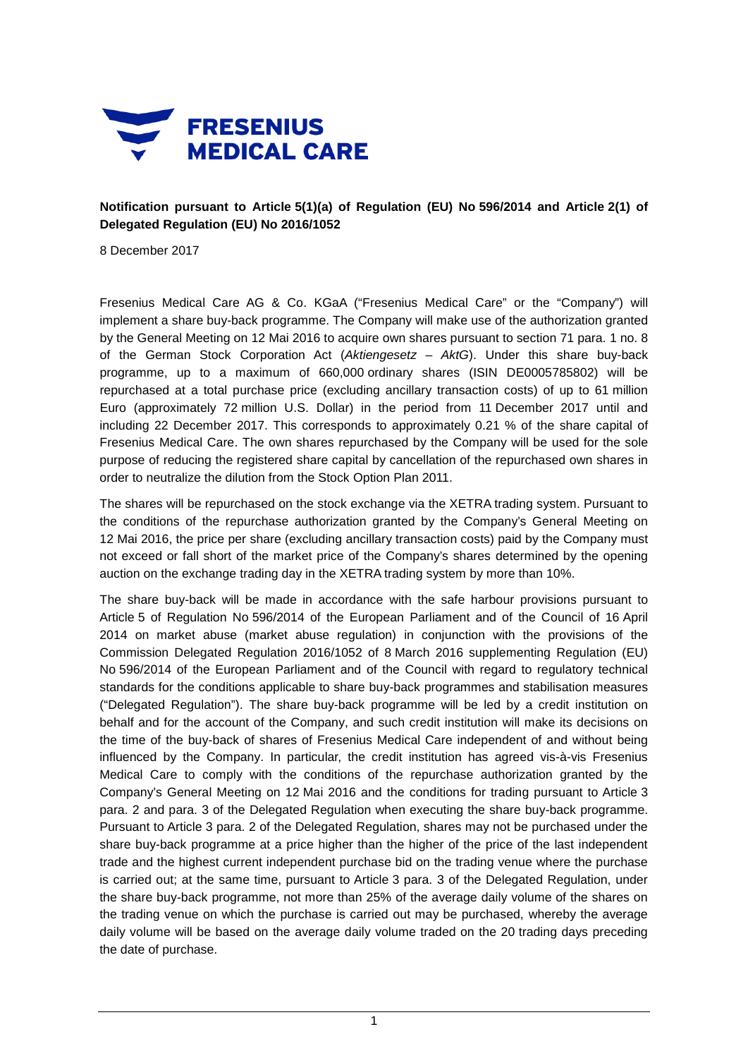**Notification pursuant to Article 5(1)(a) of Regulation (EU) No 596/2014 and Article 2(1) of Delegated Regulation (EU) No 2016/1052**

8 December 2017

Fresenius Medical Care AG & Co. KGaA ("Fresenius Medical Care" or the "Company") will implement a share buy-back programme. The Company will make use of the authorization granted by the General Meeting on 12 Mai 2016 to acquire own shares pursuant to section 71 para. 1 no. 8 of the German Stock Corporation Act (*Aktiengesetz – AktG*). Under this share buy-back programme, up to a maximum of 660,000 ordinary shares (ISIN DE0005785802) will be repurchased at a total purchase price (excluding ancillary transaction costs) of up to 61 million Euro (approximately 72 million U.S. Dollar) in the period from 11 December 2017 until and including 22 December 2017. This corresponds to approximately 0.21 % of the share capital of Fresenius Medical Care. The own shares repurchased by the Company will be used for the sole purpose of reducing the registered share capital by cancellation of the repurchased own shares in order to neutralize the dilution from the Stock Option Plan 2011.

The shares will be repurchased on the stock exchange via the XETRA trading system. Pursuant to the conditions of the repurchase authorization granted by the Company's General Meeting on 12 Mai 2016, the price per share (excluding ancillary transaction costs) paid by the Company must not exceed or fall short of the market price of the Company's shares determined by the opening auction on the exchange trading day in the XETRA trading system by more than 10%.

The share buy-back will be made in accordance with the safe harbour provisions pursuant to Article 5 of Regulation No 596/2014 of the European Parliament and of the Council of 16 April 2014 on market abuse (market abuse regulation) in conjunction with the provisions of the Commission Delegated Regulation 2016/1052 of 8 March 2016 supplementing Regulation (EU) No 596/2014 of the European Parliament and of the Council with regard to regulatory technical standards for the conditions applicable to share buy-back programmes and stabilisation measures ("Delegated Regulation"). The share buy-back programme will be led by a credit institution on behalf and for the account of the Company, and such credit institution will make its decisions on the time of the buy-back of shares of Fresenius Medical Care independent of and without being influenced by the Company. In particular, the credit institution has agreed vis-à-vis Fresenius Medical Care to comply with the conditions of the repurchase authorization granted by the Company's General Meeting on 12 Mai 2016 and the conditions for trading pursuant to Article 3 para. 2 and para. 3 of the Delegated Regulation when executing the share buy-back programme. Pursuant to Article 3 para. 2 of the Delegated Regulation, shares may not be purchased under the share buy-back programme at a price higher than the higher of the price of the last independent trade and the highest current independent purchase bid on the trading venue where the purchase is carried out; at the same time, pursuant to Article 3 para. 3 of the Delegated Regulation, under the share buy-back programme, not more than 25% of the average daily volume of the shares on the trading venue on which the purchase is carried out may be purchased, whereby the average daily volume will be based on the average daily volume traded on the 20 trading days preceding the date of purchase.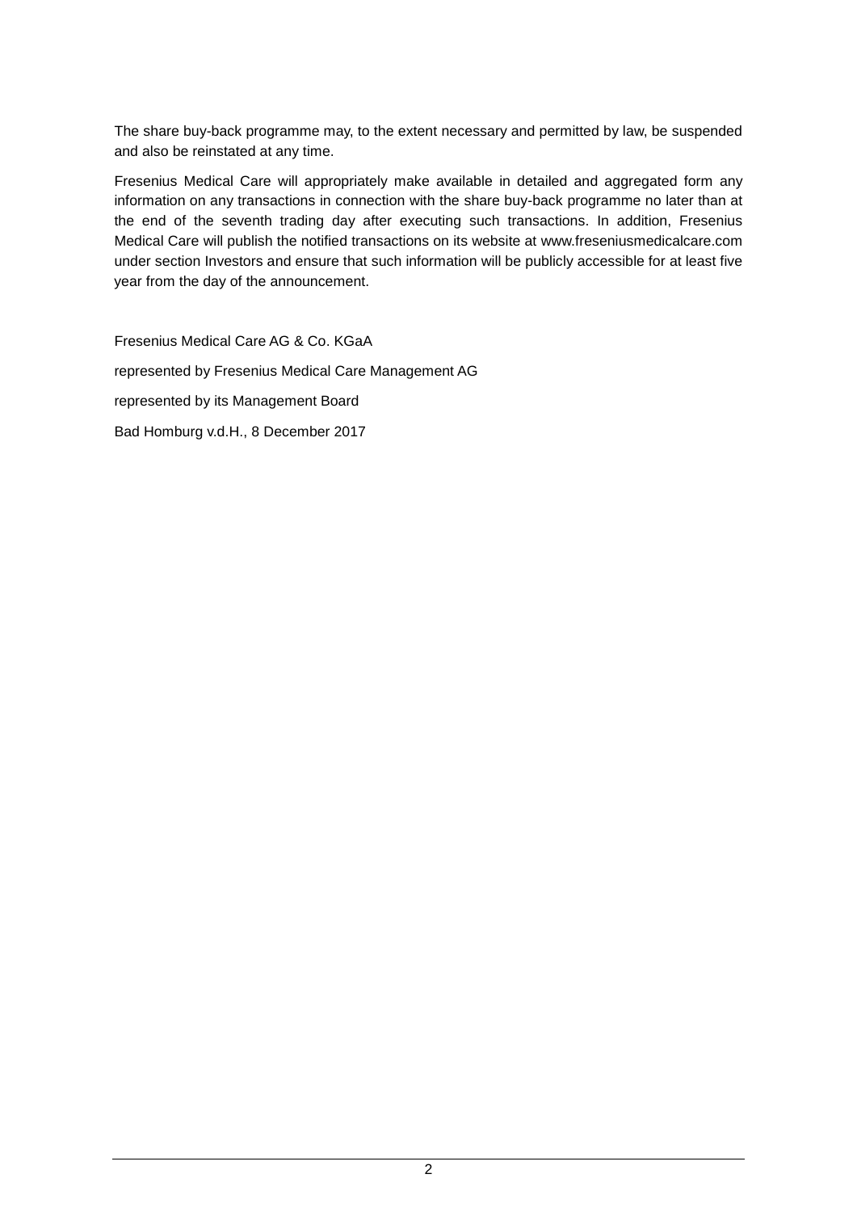The share buy-back programme may, to the extent necessary and permitted by law, be suspended and also be reinstated at any time.

Fresenius Medical Care will appropriately make available in detailed and aggregated form any information on any transactions in connection with the share buy-back programme no later than at the end of the seventh trading day after executing such transactions. In addition, Fresenius Medical Care will publish the notified transactions on its website at www.freseniusmedicalcare.com under section Investors and ensure that such information will be publicly accessible for at least five year from the day of the announcement.

Fresenius Medical Care AG & Co. KGaA

represented by Fresenius Medical Care Management AG

represented by its Management Board

Bad Homburg v.d.H., 8 December 2017